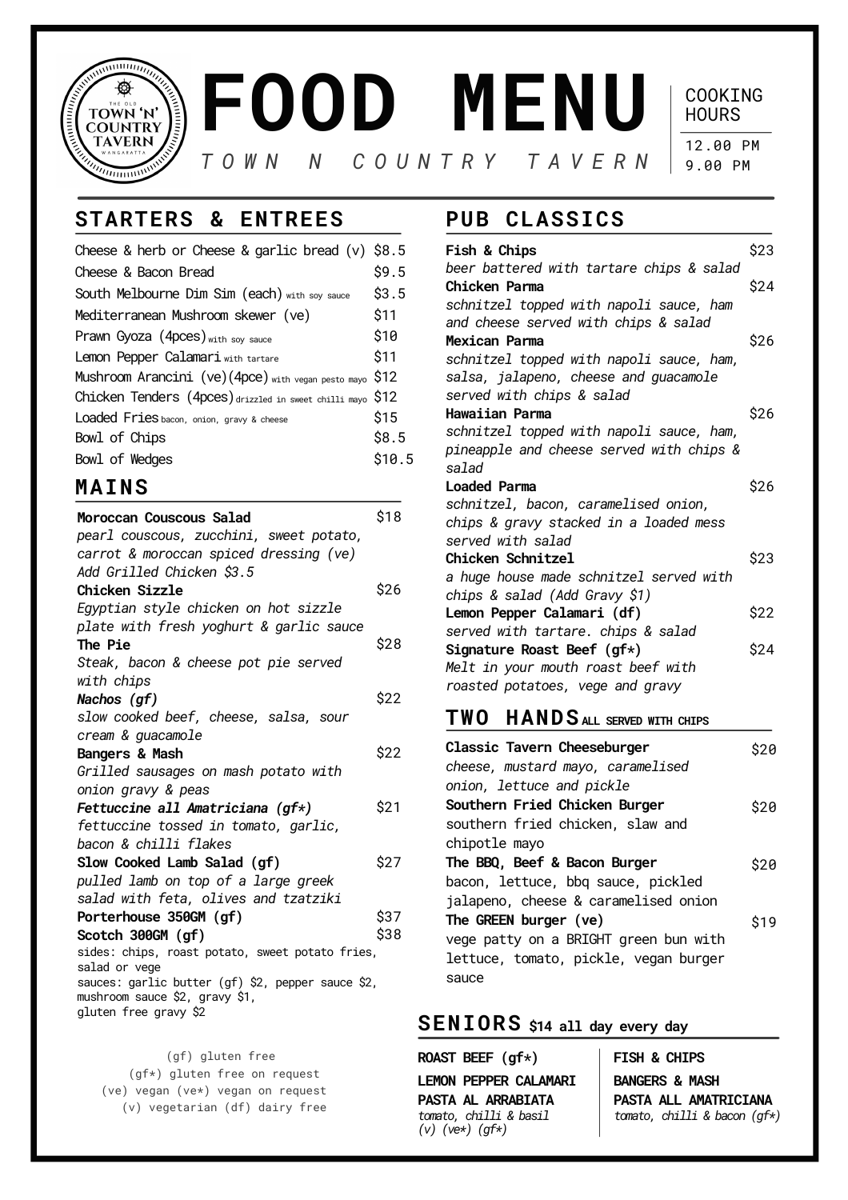THE OLD TOWN 'N' COUNTRY TAVERN WANGARATTA

# FOOD MENU

*TOWN N COUNTRY TAVERN*

COOKING HOURS

12.00 PM
9.00 PM

## STARTERS & ENTREES

| | |
|---|---|
| Cheese & herb or Cheese & garlic bread (v) | $8.5 |
| Cheese & Bacon Bread | $9.5 |
| South Melbourne Dim Sim (each) with soy sauce | $3.5 |
| Mediterranean Mushroom skewer (ve) | $11 |
| Prawn Gyoza (4pces) with soy sauce | $10 |
| Lemon Pepper Calamari with tartare | $11 |
| Mushroom Arancini (ve)(4pce) with vegan pesto mayo | $12 |
| Chicken Tenders (4pces) drizzled in sweet chilli mayo | $12 |
| Loaded Fries bacon, onion, gravy & cheese | $15 |
| Bowl of Chips | $8.5 |
| Bowl of Wedges | $10.5 |

## MAINS

**Moroccan Couscous Salad** $18
*pearl couscous, zucchini, sweet potato, carrot & moroccan spiced dressing (ve)*
*Add Grilled Chicken $3.5*

**Chicken Sizzle** $26
*Egyptian style chicken on hot sizzle plate with fresh yoghurt & garlic sauce*

**The Pie** $28
*Steak, bacon & cheese pot pie served with chips*

***Nachos (gf)*** $22
*slow cooked beef, cheese, salsa, sour cream & guacamole*

**Bangers & Mash** $22
*Grilled sausages on mash potato with onion gravy & peas*

***Fettuccine all Amatriciana (gf*)*** $21
*fettuccine tossed in tomato, garlic, bacon & chilli flakes*

**Slow Cooked Lamb Salad (gf)** $27
*pulled lamb on top of a large greek salad with feta, olives and tzatziki*

**Porterhouse 350GM (gf)** $37

**Scotch 300GM (gf)** $38

sides: chips, roast potato, sweet potato fries, salad or vege
sauces: garlic butter (gf) $2, pepper sauce $2, mushroom sauce $2, gravy $1, gluten free gravy $2

(gf) gluten free
(gf*) gluten free on request
(ve) vegan (ve*) vegan on request
(v) vegetarian (df) dairy free

## PUB CLASSICS

**Fish & Chips** $23
*beer battered with tartare chips & salad*

**Chicken Parma** $24
*schnitzel topped with napoli sauce, ham and cheese served with chips & salad*

**Mexican Parma** $26
*schnitzel topped with napoli sauce, ham, salsa, jalapeno, cheese and guacamole served with chips & salad*

**Hawaiian Parma** $26
*schnitzel topped with napoli sauce, ham, pineapple and cheese served with chips & salad*

**Loaded Parma** $26
*schnitzel, bacon, caramelised onion, chips & gravy stacked in a loaded mess served with salad*

**Chicken Schnitzel** $23
*a huge house made schnitzel served with chips & salad (Add Gravy $1)*

**Lemon Pepper Calamari (df)** $22
*served with tartare. chips & salad*

**Signature Roast Beef (gf*)** $24
*Melt in your mouth roast beef with roasted potatoes, vege and gravy*

## TWO HANDS ALL SERVED WITH CHIPS

**Classic Tavern Cheeseburger** $20
*cheese, mustard mayo, caramelised onion, lettuce and pickle*

**Southern Fried Chicken Burger** $20
southern fried chicken, slaw and chipotle mayo

**The BBQ, Beef & Bacon Burger** $20
bacon, lettuce, bbq sauce, pickled jalapeno, cheese & caramelised onion

**The GREEN burger (ve)** $19
vege patty on a BRIGHT green bun with lettuce, tomato, pickle, vegan burger sauce

## SENIORS $14 all day every day

**ROAST BEEF (gf*)**

**LEMON PEPPER CALAMARI**

**PASTA AL ARRABIATA**
*tomato, chilli & basil (v) (ve*) (gf*)*

**FISH & CHIPS**

**BANGERS & MASH**

**PASTA ALL AMATRICIANA**
*tomato, chilli & bacon (gf*)*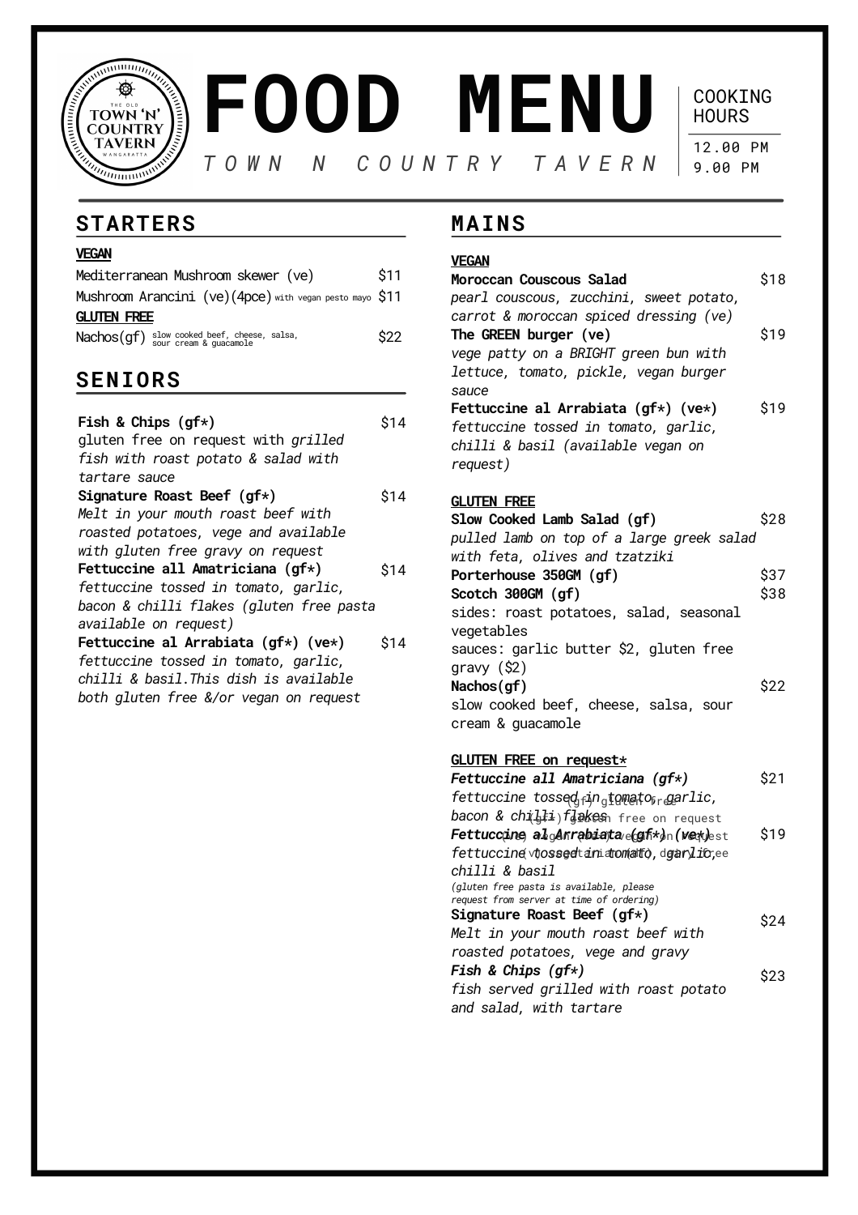# FOOD MENU

*TOWN N COUNTRY TAVERN*

COOKING HOURS

12.00 PM
9.00 PM

## STARTERS

**VEGAN**

| | |
|---|---|
| Mediterranean Mushroom skewer (ve) | $11 |
| Mushroom Arancini (ve)(4pce) with vegan pesto mayo | $11 |

**GLUTEN FREE**

| | |
|---|---|
| Nachos(gf) slow cooked beef, cheese, salsa, sour cream & guacamole | $22 |

## SENIORS

**Fish & Chips (gf*)** — $14
gluten free on request with *grilled fish with roast potato & salad with tartare sauce*

**Signature Roast Beef (gf*)** — $14
*Melt in your mouth roast beef with roasted potatoes, vege and available with gluten free gravy on request*

**Fettuccine all Amatriciana (gf*)** — $14
*fettuccine tossed in tomato, garlic, bacon & chilli flakes (gluten free pasta available on request)*

**Fettuccine al Arrabiata (gf*) (ve*)** — $14
*fettuccine tossed in tomato, garlic, chilli & basil.This dish is available both gluten free &/or vegan on request*

## MAINS

**VEGAN**

**Moroccan Couscous Salad** — $18
*pearl couscous, zucchini, sweet potato, carrot & moroccan spiced dressing (ve)*

**The GREEN burger (ve)** — $19
*vege patty on a BRIGHT green bun with lettuce, tomato, pickle, vegan burger sauce*

**Fettuccine al Arrabiata (gf*) (ve*)** — $19
*fettuccine tossed in tomato, garlic, chilli & basil (available vegan on request)*

**GLUTEN FREE**

**Slow Cooked Lamb Salad (gf)** — $28
*pulled lamb on top of a large greek salad with feta, olives and tzatziki*

**Porterhouse 350GM (gf)** — $37

**Scotch 300GM (gf)** — $38

sides: roast potatoes, salad, seasonal vegetables
sauces: garlic butter $2, gluten free gravy ($2)

**Nachos(gf)** — $22
slow cooked beef, cheese, salsa, sour cream & guacamole

**GLUTEN FREE on request***

***Fettuccine all Amatriciana (gf*)*** — $21
*fettuccine tossed in tomato, garlic, bacon & chilli flakes*

***Fettuccine al Arrabiata (gf*) (ve*)*** — $19
*fettuccine tossed in tomato, garlic, chilli & basil*
*(gluten free pasta is available, please request from server at time of ordering)*

**Signature Roast Beef (gf*)** — $24
*Melt in your mouth roast beef with roasted potatoes, vege and gravy*

***Fish & Chips (gf*)*** — $23
*fish served grilled with roast potato and salad, with tartare*

(gf) gluten free
(gf*) gluten free on request
(ve) vegan (ve*) vegan on request
(v) vegetarian (df) dairy free